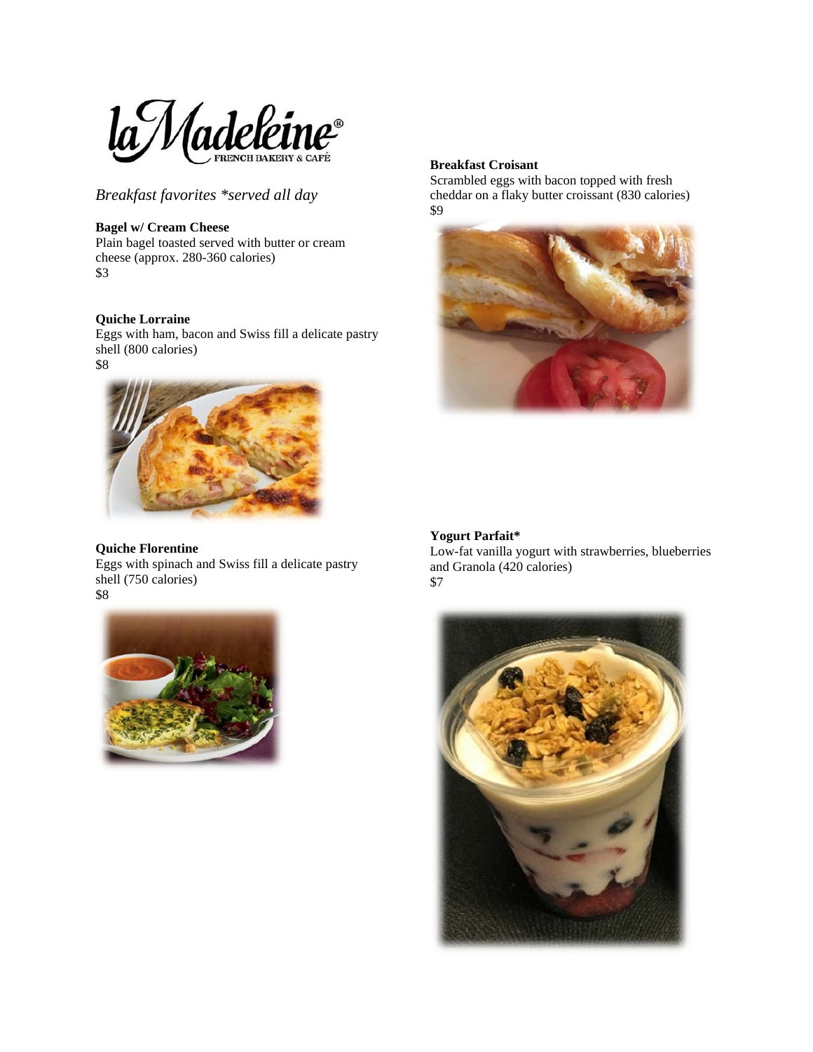la Madeleine®
FRENCH BAKERY & CAFÉ

*Breakfast favorites *served all day*

**Bagel w/ Cream Cheese**
Plain bagel toasted served with butter or cream cheese (approx. 280-360 calories)
$3

**Quiche Lorraine**
Eggs with ham, bacon and Swiss fill a delicate pastry shell (800 calories)
$8

**Quiche Florentine**
Eggs with spinach and Swiss fill a delicate pastry shell (750 calories)
$8

**Breakfast Croisant**
Scrambled eggs with bacon topped with fresh cheddar on a flaky butter croissant (830 calories)
$9

**Yogurt Parfait***
Low-fat vanilla yogurt with strawberries, blueberries and Granola (420 calories)
$7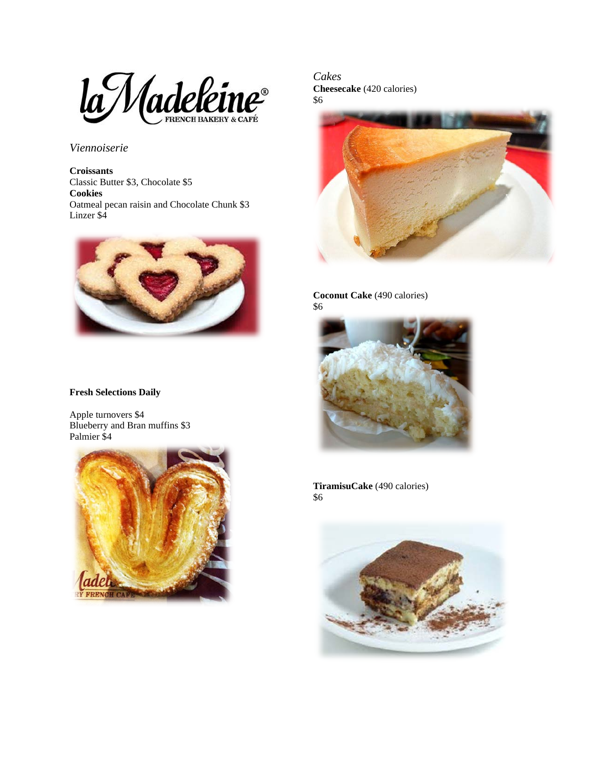la Madeleine®
FRENCH BAKERY & CAFÉ

*Viennoiserie*

**Croissants**
Classic Butter $3, Chocolate $5
**Cookies**
Oatmeal pecan raisin and Chocolate Chunk $3
Linzer $4

**Fresh Selections Daily**

Apple turnovers $4
Blueberry and Bran muffins $3
Palmier $4

*Cakes*
**Cheesecake** (420 calories)
$6

**Coconut Cake** (490 calories)
$6

**TiramisuCake** (490 calories)
$6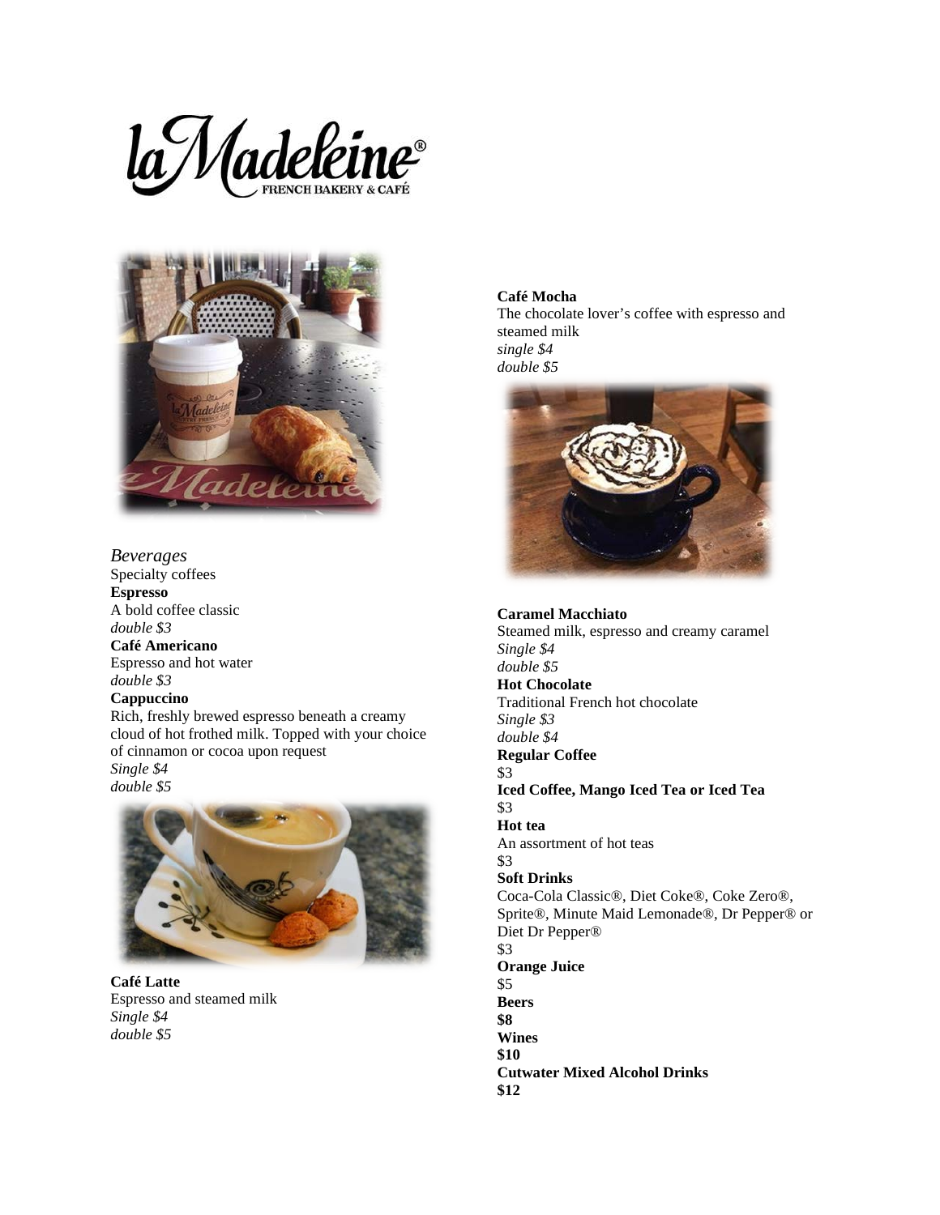*Beverages*

Specialty coffees

**Espresso**
A bold coffee classic
*double $3*

**Café Americano**
Espresso and hot water
*double $3*

**Cappuccino**
Rich, freshly brewed espresso beneath a creamy cloud of hot frothed milk. Topped with your choice of cinnamon or cocoa upon request
*Single $4*
*double $5*

**Café Latte**
Espresso and steamed milk
*Single $4*
*double $5*

**Café Mocha**
The chocolate lover's coffee with espresso and steamed milk
*single $4*
*double $5*

**Caramel Macchiato**
Steamed milk, espresso and creamy caramel
*Single $4*
*double $5*

**Hot Chocolate**
Traditional French hot chocolate
*Single $3*
*double $4*

**Regular Coffee**
$3

**Iced Coffee, Mango Iced Tea or Iced Tea**
$3

**Hot tea**
An assortment of hot teas
$3

**Soft Drinks**
Coca-Cola Classic®, Diet Coke®, Coke Zero®, Sprite®, Minute Maid Lemonade®, Dr Pepper® or Diet Dr Pepper®
$3

**Orange Juice**
$5

**Beers**
**$8**

**Wines**
**$10**

**Cutwater Mixed Alcohol Drinks**
**$12**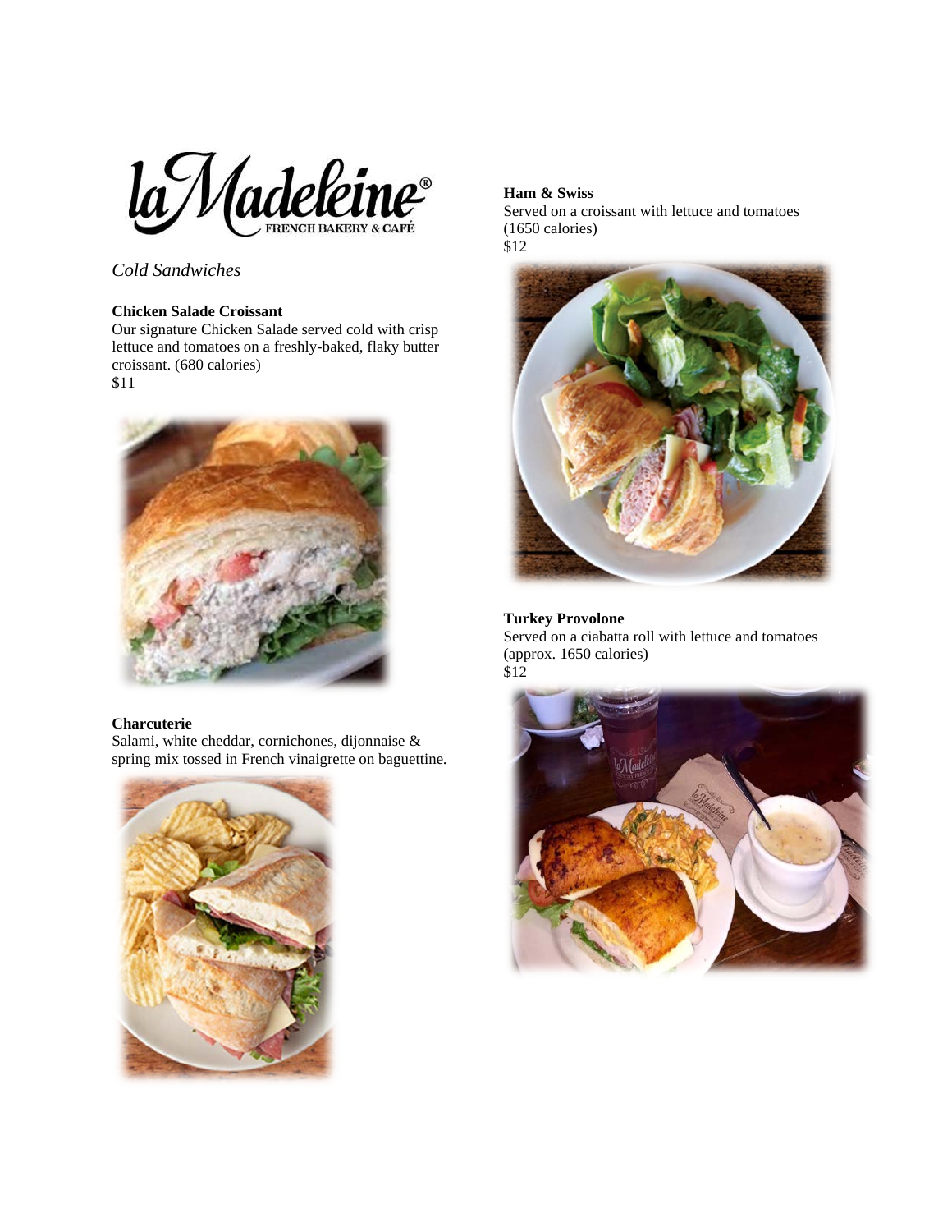laMadeleine® FRENCH BAKERY & CAFÉ

*Cold Sandwiches*

**Chicken Salade Croissant**
Our signature Chicken Salade served cold with crisp lettuce and tomatoes on a freshly-baked, flaky butter croissant. (680 calories)
$11

**Charcuterie**
Salami, white cheddar, cornichones, dijonnaise & spring mix tossed in French vinaigrette on baguettine.

**Ham & Swiss**
Served on a croissant with lettuce and tomatoes (1650 calories)
$12

**Turkey Provolone**
Served on a ciabatta roll with lettuce and tomatoes (approx. 1650 calories)
$12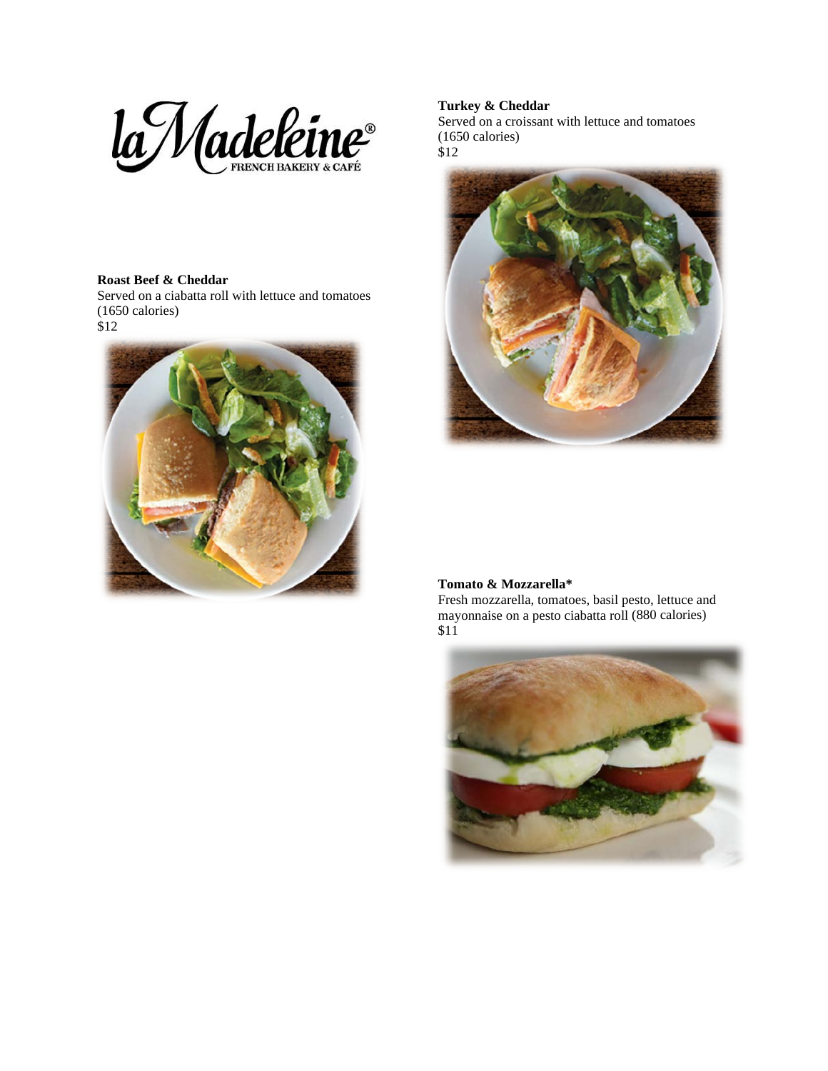**Roast Beef & Cheddar**
Served on a ciabatta roll with lettuce and tomatoes (1650 calories)
$12

**Turkey & Cheddar**
Served on a croissant with lettuce and tomatoes (1650 calories)
$12

**Tomato & Mozzarella***
Fresh mozzarella, tomatoes, basil pesto, lettuce and mayonnaise on a pesto ciabatta roll (880 calories)
$11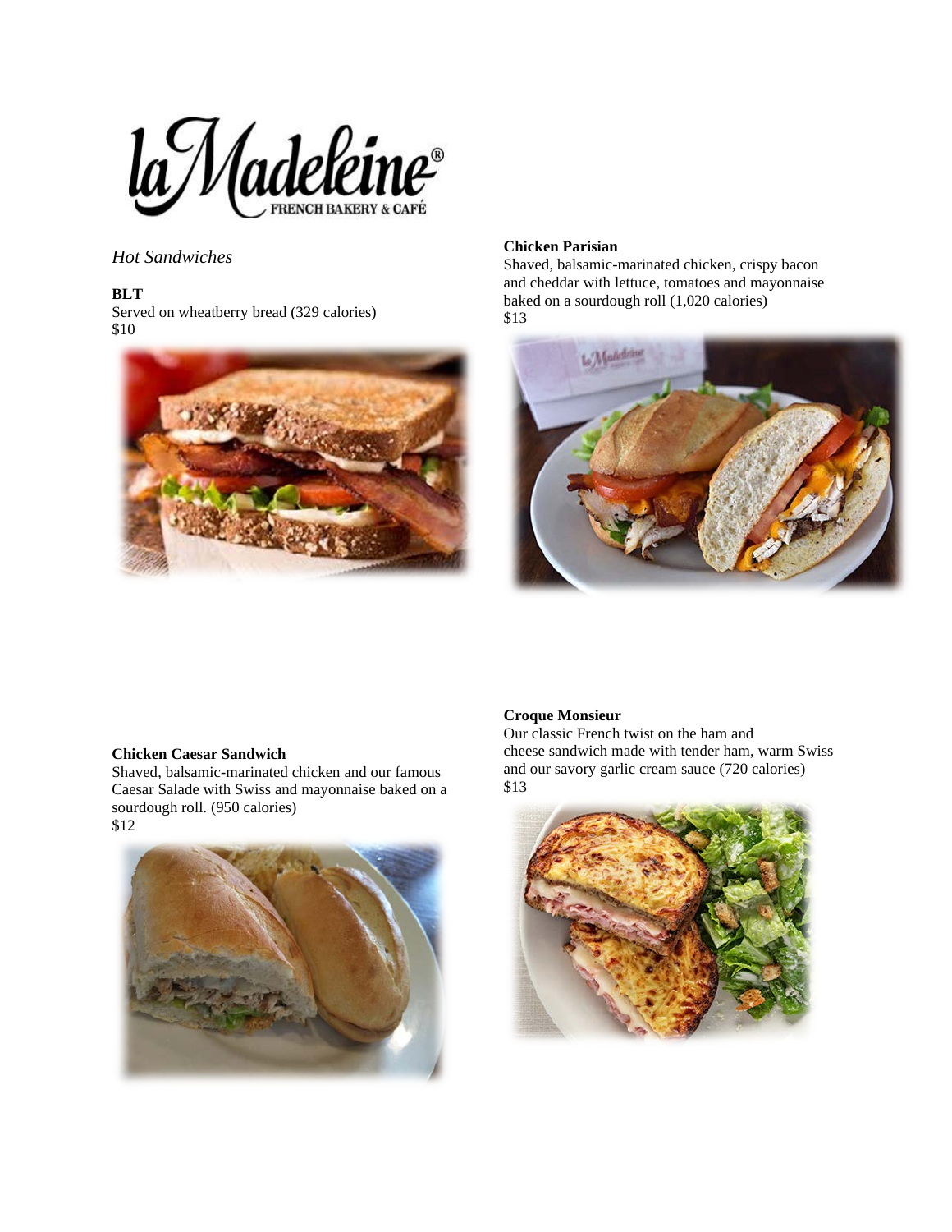*Hot Sandwiches*

**BLT**
Served on wheatberry bread (329 calories)
$10

**Chicken Parisian**
Shaved, balsamic-marinated chicken, crispy bacon and cheddar with lettuce, tomatoes and mayonnaise baked on a sourdough roll (1,020 calories)
$13

**Chicken Caesar Sandwich**
Shaved, balsamic-marinated chicken and our famous Caesar Salade with Swiss and mayonnaise baked on a sourdough roll. (950 calories)
$12

**Croque Monsieur**
Our classic French twist on the ham and cheese sandwich made with tender ham, warm Swiss and our savory garlic cream sauce (720 calories)
$13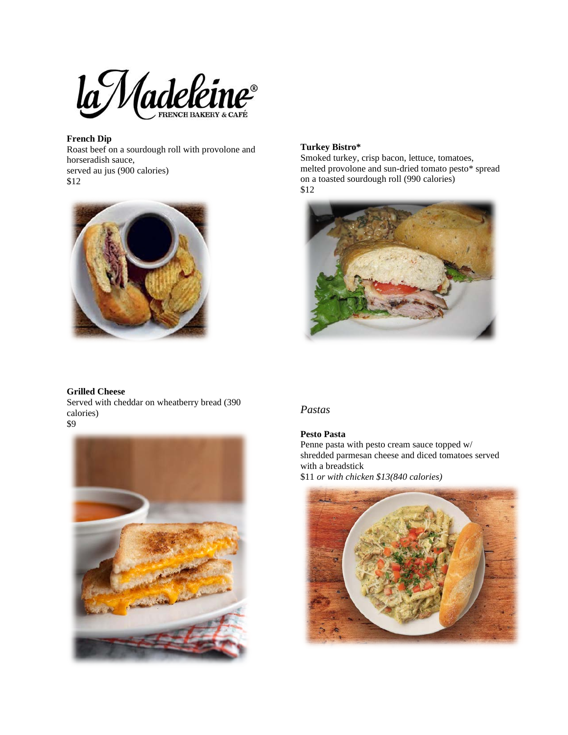laMadeleine®
FRENCH BAKERY & CAFÉ

**French Dip**
Roast beef on a sourdough roll with provolone and horseradish sauce,
served au jus (900 calories)
$12

**Turkey Bistro***
Smoked turkey, crisp bacon, lettuce, tomatoes, melted provolone and sun-dried tomato pesto* spread on a toasted sourdough roll (990 calories)
$12

**Grilled Cheese**
Served with cheddar on wheatberry bread (390 calories)
$9

*Pastas*

**Pesto Pasta**
Penne pasta with pesto cream sauce topped w/ shredded parmesan cheese and diced tomatoes served with a breadstick
$11 *or with chicken $13(840 calories)*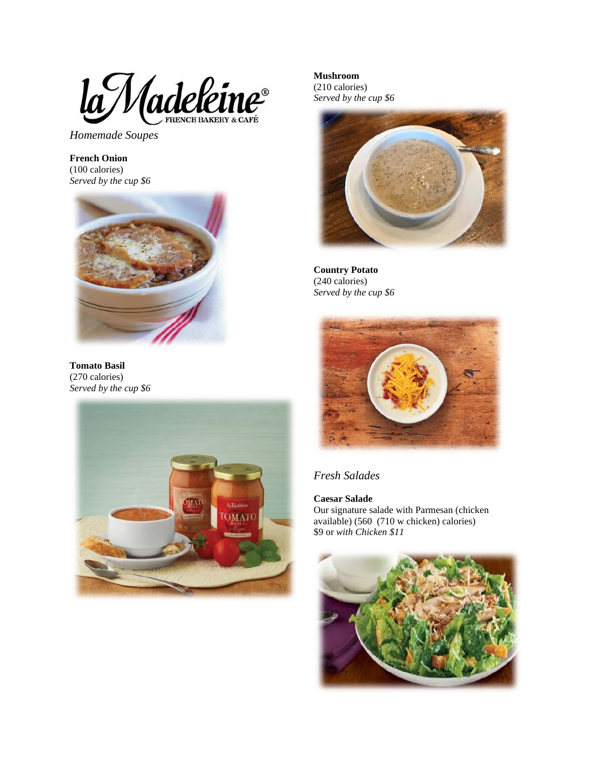*Homemade Soupes*

**French Onion**
(100 calories)
*Served by the cup $6*

**Tomato Basil**
(270 calories)
*Served by the cup $6*

**Mushroom**
(210 calories)
*Served by the cup $6*

**Country Potato**
(240 calories)
*Served by the cup $6*

*Fresh Salades*

**Caesar Salade**
Our signature salade with Parmesan (chicken available) (560 (710 w chicken) calories)
$9 or *with Chicken $11*